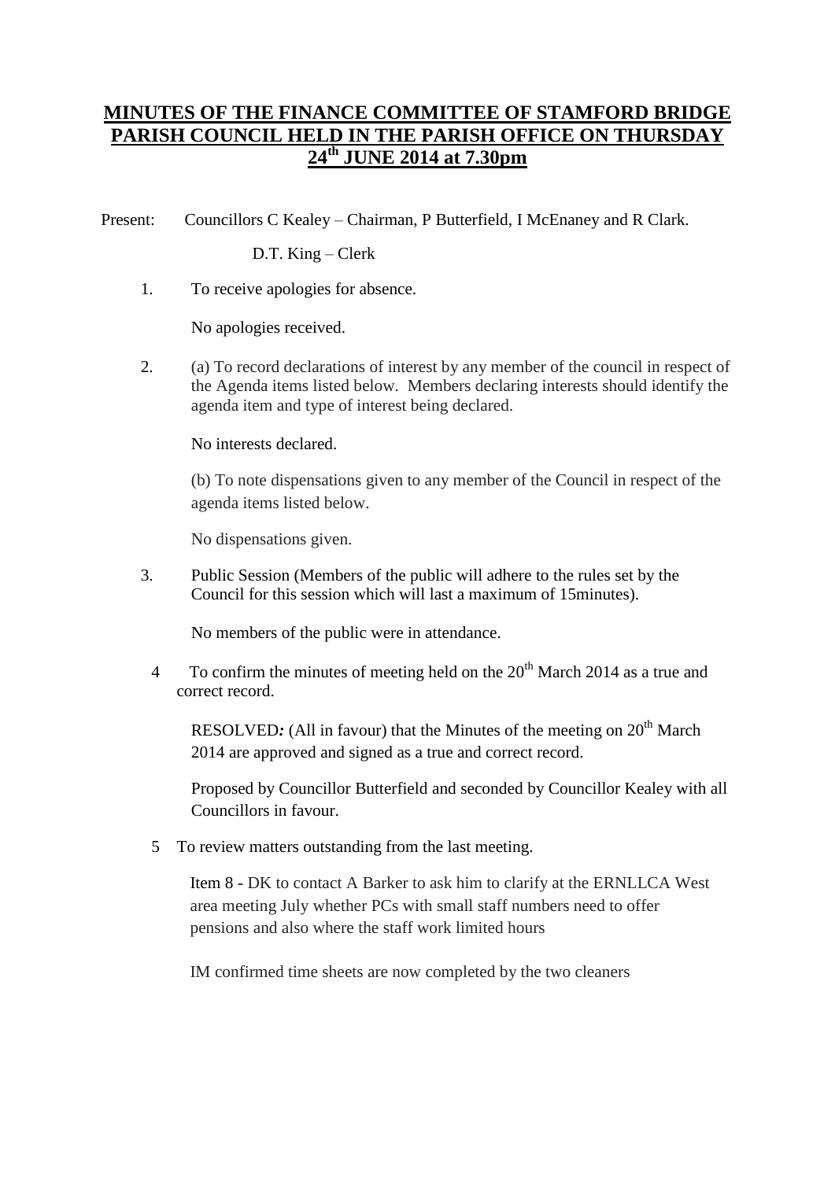# MINUTES OF THE FINANCE COMMITTEE OF STAMFORD BRIDGE PARISH COUNCIL HELD IN THE PARISH OFFICE ON THURSDAY 24th JUNE 2014 at 7.30pm

Present: Councillors C Kealey – Chairman, P Butterfield, I McEnaney and R Clark.

D.T. King – Clerk

1. To receive apologies for absence.

   No apologies received.

2. (a) To record declarations of interest by any member of the council in respect of the Agenda items listed below. Members declaring interests should identify the agenda item and type of interest being declared.

   No interests declared.

   (b) To note dispensations given to any member of the Council in respect of the agenda items listed below.

   No dispensations given.

3. Public Session (Members of the public will adhere to the rules set by the Council for this session which will last a maximum of 15minutes).

   No members of the public were in attendance.

4. To confirm the minutes of meeting held on the 20th March 2014 as a true and correct record.

   RESOLVED*:* (All in favour) that the Minutes of the meeting on 20th March 2014 are approved and signed as a true and correct record.

   Proposed by Councillor Butterfield and seconded by Councillor Kealey with all Councillors in favour.

5. To review matters outstanding from the last meeting.

   Item 8 - DK to contact A Barker to ask him to clarify at the ERNLLCA West area meeting July whether PCs with small staff numbers need to offer pensions and also where the staff work limited hours

   IM confirmed time sheets are now completed by the two cleaners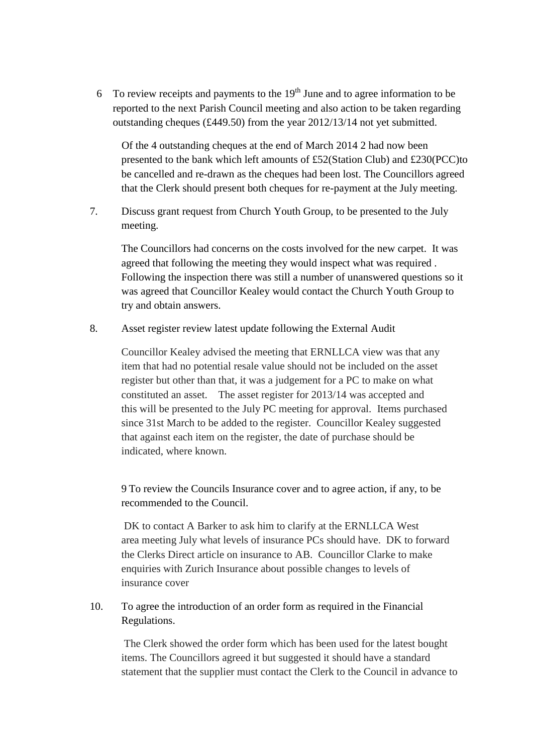6 To review receipts and payments to the 19th June and to agree information to be reported to the next Parish Council meeting and also action to be taken regarding outstanding cheques (£449.50) from the year 2012/13/14 not yet submitted.

Of the 4 outstanding cheques at the end of March 2014 2 had now been presented to the bank which left amounts of £52(Station Club) and £230(PCC)to be cancelled and re-drawn as the cheques had been lost. The Councillors agreed that the Clerk should present both cheques for re-payment at the July meeting.

7. Discuss grant request from Church Youth Group, to be presented to the July meeting.

The Councillors had concerns on the costs involved for the new carpet. It was agreed that following the meeting they would inspect what was required . Following the inspection there was still a number of unanswered questions so it was agreed that Councillor Kealey would contact the Church Youth Group to try and obtain answers.

8. Asset register review latest update following the External Audit

Councillor Kealey advised the meeting that ERNLLCA view was that any item that had no potential resale value should not be included on the asset register but other than that, it was a judgement for a PC to make on what constituted an asset. The asset register for 2013/14 was accepted and this will be presented to the July PC meeting for approval. Items purchased since 31st March to be added to the register. Councillor Kealey suggested that against each item on the register, the date of purchase should be indicated, where known.

9 To review the Councils Insurance cover and to agree action, if any, to be recommended to the Council.

DK to contact A Barker to ask him to clarify at the ERNLLCA West area meeting July what levels of insurance PCs should have. DK to forward the Clerks Direct article on insurance to AB. Councillor Clarke to make enquiries with Zurich Insurance about possible changes to levels of insurance cover

10. To agree the introduction of an order form as required in the Financial Regulations.

The Clerk showed the order form which has been used for the latest bought items. The Councillors agreed it but suggested it should have a standard statement that the supplier must contact the Clerk to the Council in advance to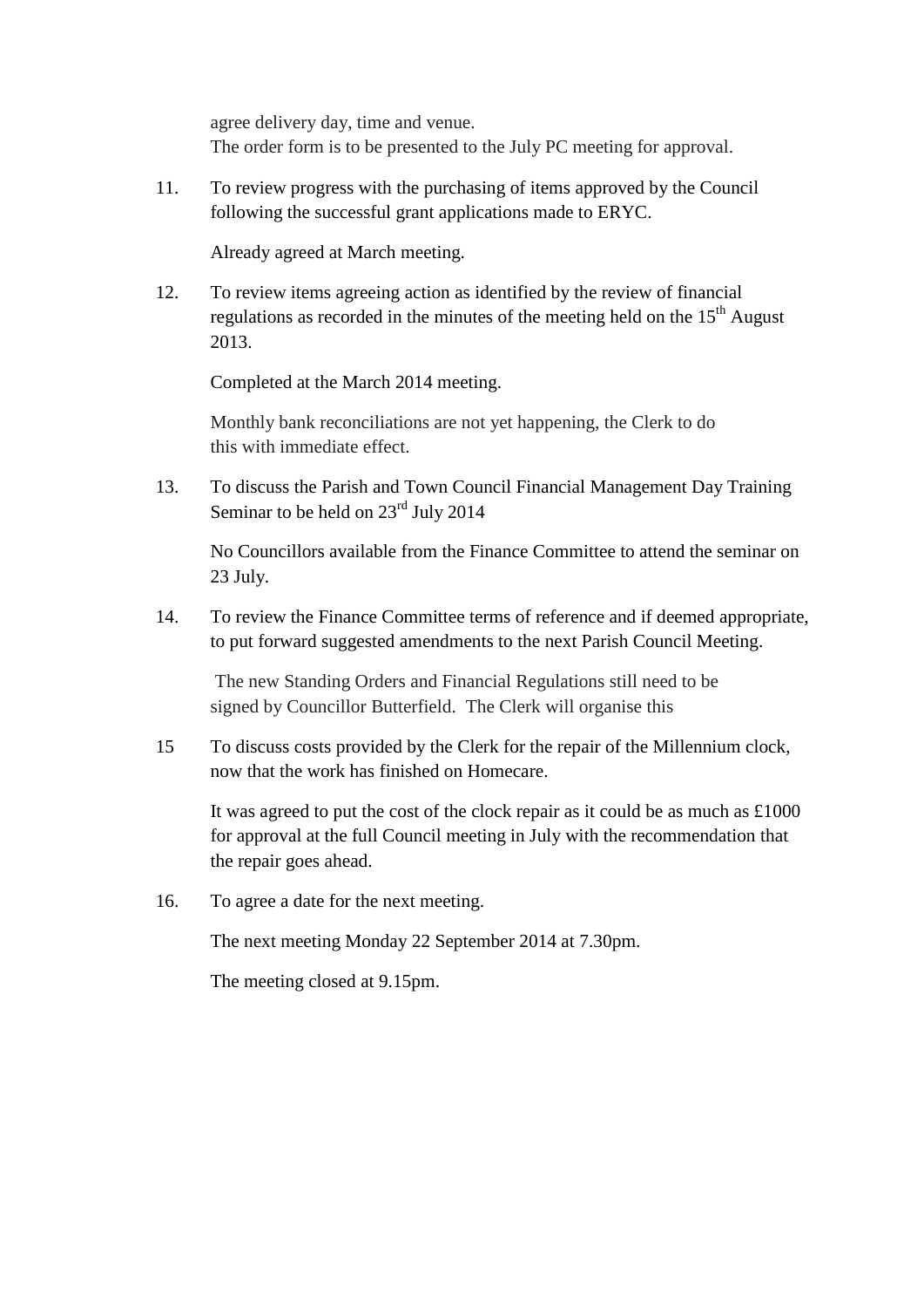agree delivery day, time and venue.
The order form is to be presented to the July PC meeting for approval.

11. To review progress with the purchasing of items approved by the Council following the successful grant applications made to ERYC.

    Already agreed at March meeting.

12. To review items agreeing action as identified by the review of financial regulations as recorded in the minutes of the meeting held on the 15th August 2013.

    Completed at the March 2014 meeting.

    Monthly bank reconciliations are not yet happening, the Clerk to do this with immediate effect.

13. To discuss the Parish and Town Council Financial Management Day Training Seminar to be held on 23rd July 2014

    No Councillors available from the Finance Committee to attend the seminar on 23 July.

14. To review the Finance Committee terms of reference and if deemed appropriate, to put forward suggested amendments to the next Parish Council Meeting.

    The new Standing Orders and Financial Regulations still need to be signed by Councillor Butterfield. The Clerk will organise this

15. To discuss costs provided by the Clerk for the repair of the Millennium clock, now that the work has finished on Homecare.

    It was agreed to put the cost of the clock repair as it could be as much as £1000 for approval at the full Council meeting in July with the recommendation that the repair goes ahead.

16. To agree a date for the next meeting.

    The next meeting Monday 22 September 2014 at 7.30pm.

    The meeting closed at 9.15pm.